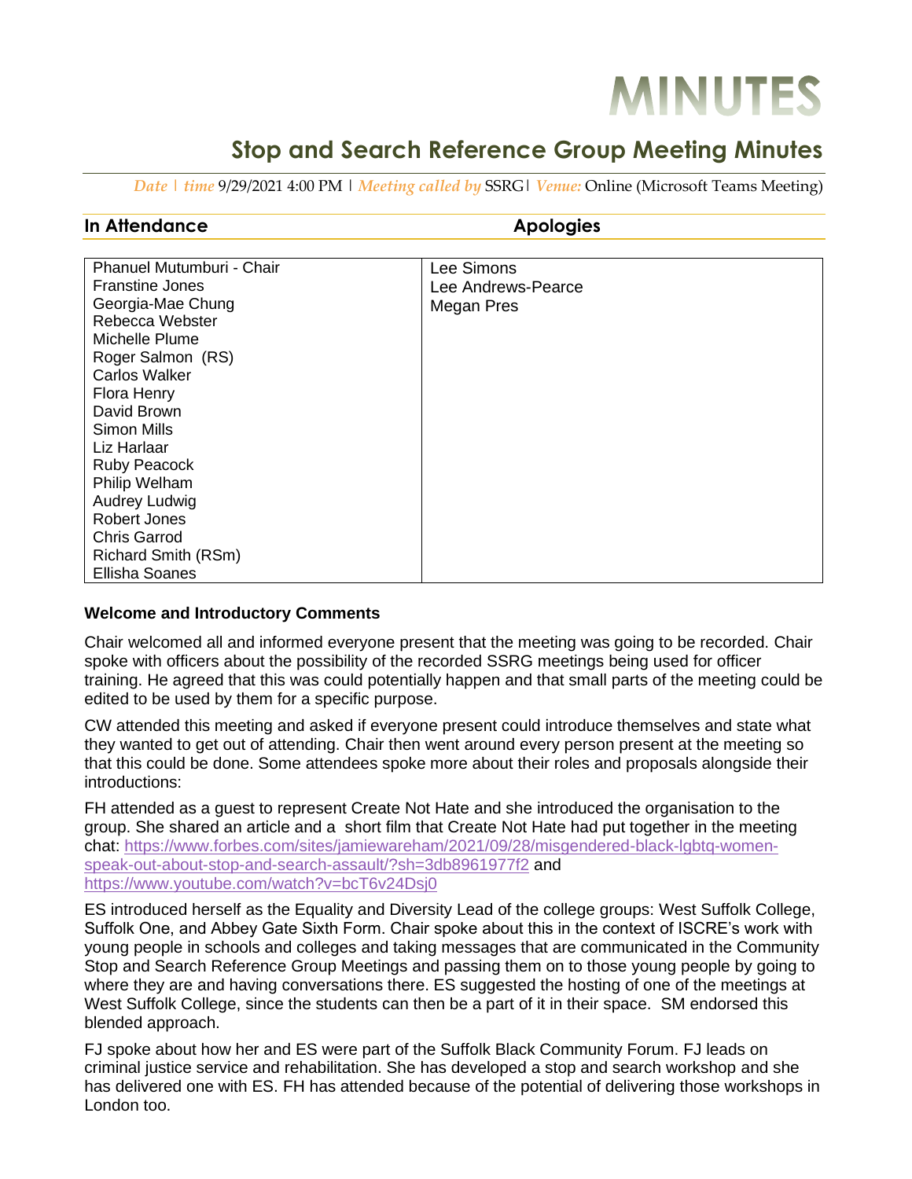# MINUTES

## Stop and Search Reference Group Meeting Minutes

*Date | time* 9/29/2021 4:00 PM | *Meeting called by* SSRG| *Venue:* Online (Microsoft Teams Meeting)

| In Attendance | Apologies |
| --- | --- |
| Phanuel Mutumburi - Chair<br>Franstine Jones<br>Georgia-Mae Chung<br>Rebecca Webster<br>Michelle Plume<br>Roger Salmon (RS)<br>Carlos Walker<br>Flora Henry<br>David Brown<br>Simon Mills<br>Liz Harlaar<br>Ruby Peacock<br>Philip Welham<br>Audrey Ludwig<br>Robert Jones<br>Chris Garrod<br>Richard Smith (RSm)<br>Ellisha Soanes | Lee Simons<br>Lee Andrews-Pearce<br>Megan Pres |

**Welcome and Introductory Comments**

Chair welcomed all and informed everyone present that the meeting was going to be recorded. Chair spoke with officers about the possibility of the recorded SSRG meetings being used for officer training. He agreed that this was could potentially happen and that small parts of the meeting could be edited to be used by them for a specific purpose.

CW attended this meeting and asked if everyone present could introduce themselves and state what they wanted to get out of attending. Chair then went around every person present at the meeting so that this could be done. Some attendees spoke more about their roles and proposals alongside their introductions:

FH attended as a guest to represent Create Not Hate and she introduced the organisation to the group. She shared an article and a short film that Create Not Hate had put together in the meeting chat: https://www.forbes.com/sites/jamiewareham/2021/09/28/misgendered-black-lgbtq-women-speak-out-about-stop-and-search-assault/?sh=3db8961977f2 and https://www.youtube.com/watch?v=bcT6v24Dsj0

ES introduced herself as the Equality and Diversity Lead of the college groups: West Suffolk College, Suffolk One, and Abbey Gate Sixth Form. Chair spoke about this in the context of ISCRE's work with young people in schools and colleges and taking messages that are communicated in the Community Stop and Search Reference Group Meetings and passing them on to those young people by going to where they are and having conversations there. ES suggested the hosting of one of the meetings at West Suffolk College, since the students can then be a part of it in their space. SM endorsed this blended approach.

FJ spoke about how her and ES were part of the Suffolk Black Community Forum. FJ leads on criminal justice service and rehabilitation. She has developed a stop and search workshop and she has delivered one with ES. FH has attended because of the potential of delivering those workshops in London too.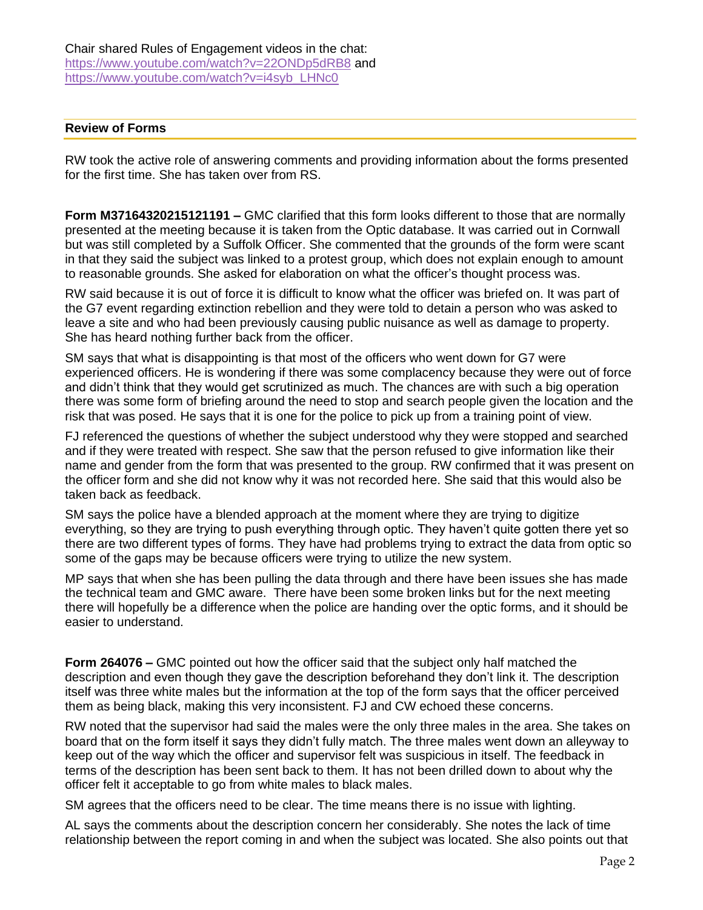Chair shared Rules of Engagement videos in the chat: https://www.youtube.com/watch?v=22ONDp5dRB8 and https://www.youtube.com/watch?v=i4syb_LHNc0

## Review of Forms

RW took the active role of answering comments and providing information about the forms presented for the first time. She has taken over from RS.

**Form M37164320215121191 –** GMC clarified that this form looks different to those that are normally presented at the meeting because it is taken from the Optic database. It was carried out in Cornwall but was still completed by a Suffolk Officer. She commented that the grounds of the form were scant in that they said the subject was linked to a protest group, which does not explain enough to amount to reasonable grounds. She asked for elaboration on what the officer's thought process was.

RW said because it is out of force it is difficult to know what the officer was briefed on. It was part of the G7 event regarding extinction rebellion and they were told to detain a person who was asked to leave a site and who had been previously causing public nuisance as well as damage to property. She has heard nothing further back from the officer.

SM says that what is disappointing is that most of the officers who went down for G7 were experienced officers. He is wondering if there was some complacency because they were out of force and didn't think that they would get scrutinized as much. The chances are with such a big operation there was some form of briefing around the need to stop and search people given the location and the risk that was posed. He says that it is one for the police to pick up from a training point of view.

FJ referenced the questions of whether the subject understood why they were stopped and searched and if they were treated with respect. She saw that the person refused to give information like their name and gender from the form that was presented to the group. RW confirmed that it was present on the officer form and she did not know why it was not recorded here. She said that this would also be taken back as feedback.

SM says the police have a blended approach at the moment where they are trying to digitize everything, so they are trying to push everything through optic. They haven't quite gotten there yet so there are two different types of forms. They have had problems trying to extract the data from optic so some of the gaps may be because officers were trying to utilize the new system.

MP says that when she has been pulling the data through and there have been issues she has made the technical team and GMC aware. There have been some broken links but for the next meeting there will hopefully be a difference when the police are handing over the optic forms, and it should be easier to understand.

**Form 264076 –** GMC pointed out how the officer said that the subject only half matched the description and even though they gave the description beforehand they don't link it. The description itself was three white males but the information at the top of the form says that the officer perceived them as being black, making this very inconsistent. FJ and CW echoed these concerns.

RW noted that the supervisor had said the males were the only three males in the area. She takes on board that on the form itself it says they didn't fully match. The three males went down an alleyway to keep out of the way which the officer and supervisor felt was suspicious in itself. The feedback in terms of the description has been sent back to them. It has not been drilled down to about why the officer felt it acceptable to go from white males to black males.

SM agrees that the officers need to be clear. The time means there is no issue with lighting.

AL says the comments about the description concern her considerably. She notes the lack of time relationship between the report coming in and when the subject was located. She also points out that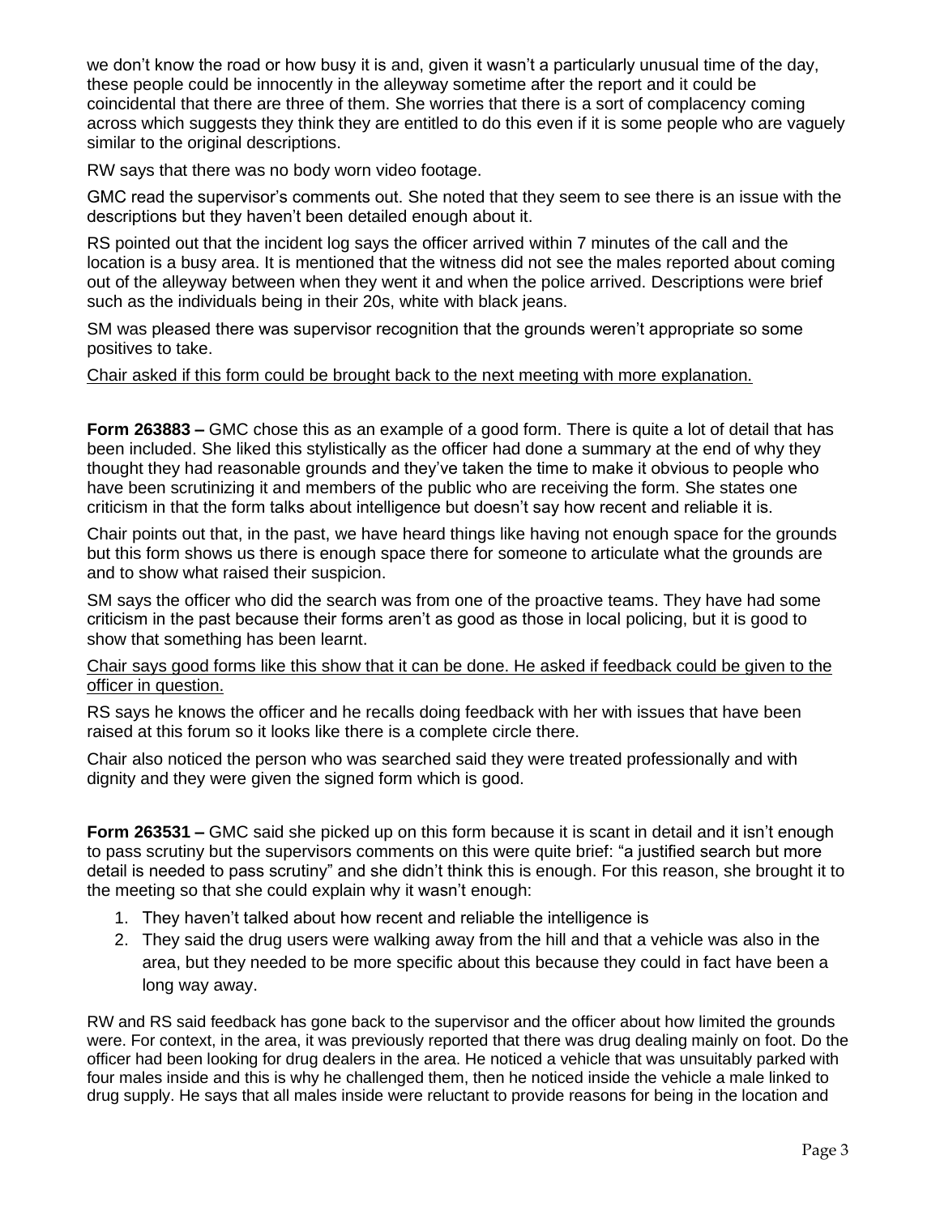we don't know the road or how busy it is and, given it wasn't a particularly unusual time of the day, these people could be innocently in the alleyway sometime after the report and it could be coincidental that there are three of them. She worries that there is a sort of complacency coming across which suggests they think they are entitled to do this even if it is some people who are vaguely similar to the original descriptions.

RW says that there was no body worn video footage.

GMC read the supervisor's comments out. She noted that they seem to see there is an issue with the descriptions but they haven't been detailed enough about it.

RS pointed out that the incident log says the officer arrived within 7 minutes of the call and the location is a busy area. It is mentioned that the witness did not see the males reported about coming out of the alleyway between when they went it and when the police arrived. Descriptions were brief such as the individuals being in their 20s, white with black jeans.

SM was pleased there was supervisor recognition that the grounds weren't appropriate so some positives to take.

<u>Chair asked if this form could be brought back to the next meeting with more explanation.</u>

**Form 263883 –** GMC chose this as an example of a good form. There is quite a lot of detail that has been included. She liked this stylistically as the officer had done a summary at the end of why they thought they had reasonable grounds and they've taken the time to make it obvious to people who have been scrutinizing it and members of the public who are receiving the form. She states one criticism in that the form talks about intelligence but doesn't say how recent and reliable it is.

Chair points out that, in the past, we have heard things like having not enough space for the grounds but this form shows us there is enough space there for someone to articulate what the grounds are and to show what raised their suspicion.

SM says the officer who did the search was from one of the proactive teams. They have had some criticism in the past because their forms aren't as good as those in local policing, but it is good to show that something has been learnt.

<u>Chair says good forms like this show that it can be done. He asked if feedback could be given to the officer in question.</u>

RS says he knows the officer and he recalls doing feedback with her with issues that have been raised at this forum so it looks like there is a complete circle there.

Chair also noticed the person who was searched said they were treated professionally and with dignity and they were given the signed form which is good.

**Form 263531 –** GMC said she picked up on this form because it is scant in detail and it isn't enough to pass scrutiny but the supervisors comments on this were quite brief: "a justified search but more detail is needed to pass scrutiny" and she didn't think this is enough. For this reason, she brought it to the meeting so that she could explain why it wasn't enough:

1. They haven't talked about how recent and reliable the intelligence is
2. They said the drug users were walking away from the hill and that a vehicle was also in the area, but they needed to be more specific about this because they could in fact have been a long way away.

RW and RS said feedback has gone back to the supervisor and the officer about how limited the grounds were. For context, in the area, it was previously reported that there was drug dealing mainly on foot. Do the officer had been looking for drug dealers in the area. He noticed a vehicle that was unsuitably parked with four males inside and this is why he challenged them, then he noticed inside the vehicle a male linked to drug supply. He says that all males inside were reluctant to provide reasons for being in the location and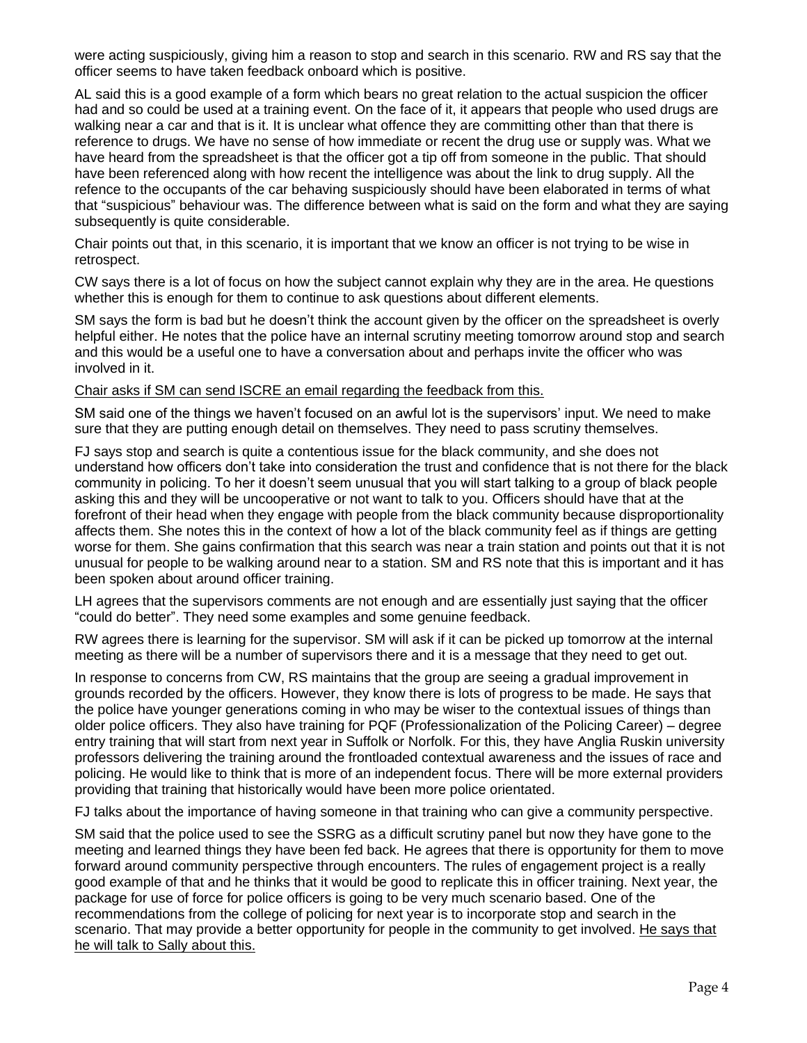were acting suspiciously, giving him a reason to stop and search in this scenario. RW and RS say that the officer seems to have taken feedback onboard which is positive.

AL said this is a good example of a form which bears no great relation to the actual suspicion the officer had and so could be used at a training event. On the face of it, it appears that people who used drugs are walking near a car and that is it. It is unclear what offence they are committing other than that there is reference to drugs. We have no sense of how immediate or recent the drug use or supply was. What we have heard from the spreadsheet is that the officer got a tip off from someone in the public. That should have been referenced along with how recent the intelligence was about the link to drug supply. All the refence to the occupants of the car behaving suspiciously should have been elaborated in terms of what that "suspicious" behaviour was. The difference between what is said on the form and what they are saying subsequently is quite considerable.

Chair points out that, in this scenario, it is important that we know an officer is not trying to be wise in retrospect.

CW says there is a lot of focus on how the subject cannot explain why they are in the area. He questions whether this is enough for them to continue to ask questions about different elements.

SM says the form is bad but he doesn't think the account given by the officer on the spreadsheet is overly helpful either. He notes that the police have an internal scrutiny meeting tomorrow around stop and search and this would be a useful one to have a conversation about and perhaps invite the officer who was involved in it.

<u>Chair asks if SM can send ISCRE an email regarding the feedback from this.</u>

SM said one of the things we haven't focused on an awful lot is the supervisors' input. We need to make sure that they are putting enough detail on themselves. They need to pass scrutiny themselves.

FJ says stop and search is quite a contentious issue for the black community, and she does not understand how officers don't take into consideration the trust and confidence that is not there for the black community in policing. To her it doesn't seem unusual that you will start talking to a group of black people asking this and they will be uncooperative or not want to talk to you. Officers should have that at the forefront of their head when they engage with people from the black community because disproportionality affects them. She notes this in the context of how a lot of the black community feel as if things are getting worse for them. She gains confirmation that this search was near a train station and points out that it is not unusual for people to be walking around near to a station. SM and RS note that this is important and it has been spoken about around officer training.

LH agrees that the supervisors comments are not enough and are essentially just saying that the officer "could do better". They need some examples and some genuine feedback.

RW agrees there is learning for the supervisor. SM will ask if it can be picked up tomorrow at the internal meeting as there will be a number of supervisors there and it is a message that they need to get out.

In response to concerns from CW, RS maintains that the group are seeing a gradual improvement in grounds recorded by the officers. However, they know there is lots of progress to be made. He says that the police have younger generations coming in who may be wiser to the contextual issues of things than older police officers. They also have training for PQF (Professionalization of the Policing Career) – degree entry training that will start from next year in Suffolk or Norfolk. For this, they have Anglia Ruskin university professors delivering the training around the frontloaded contextual awareness and the issues of race and policing. He would like to think that is more of an independent focus. There will be more external providers providing that training that historically would have been more police orientated.

FJ talks about the importance of having someone in that training who can give a community perspective.

SM said that the police used to see the SSRG as a difficult scrutiny panel but now they have gone to the meeting and learned things they have been fed back. He agrees that there is opportunity for them to move forward around community perspective through encounters. The rules of engagement project is a really good example of that and he thinks that it would be good to replicate this in officer training. Next year, the package for use of force for police officers is going to be very much scenario based. One of the recommendations from the college of policing for next year is to incorporate stop and search in the scenario. That may provide a better opportunity for people in the community to get involved. <u>He says that he will talk to Sally about this.</u>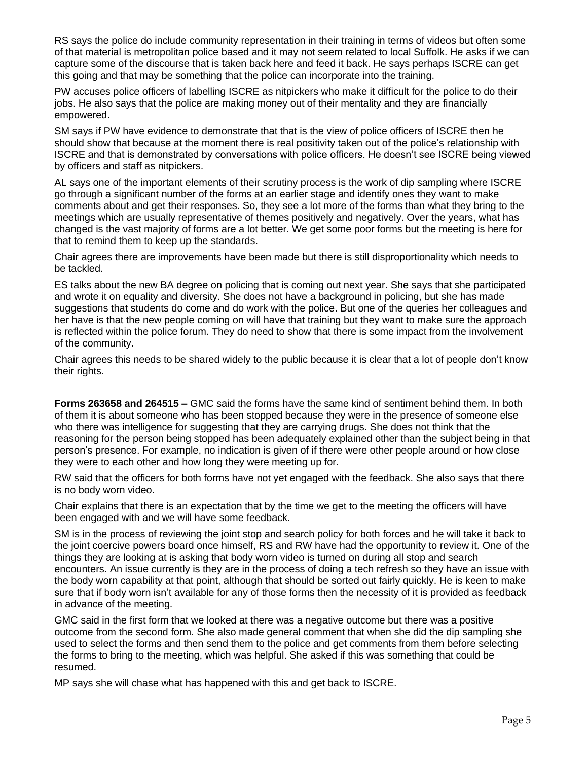RS says the police do include community representation in their training in terms of videos but often some of that material is metropolitan police based and it may not seem related to local Suffolk. He asks if we can capture some of the discourse that is taken back here and feed it back. He says perhaps ISCRE can get this going and that may be something that the police can incorporate into the training.

PW accuses police officers of labelling ISCRE as nitpickers who make it difficult for the police to do their jobs. He also says that the police are making money out of their mentality and they are financially empowered.

SM says if PW have evidence to demonstrate that that is the view of police officers of ISCRE then he should show that because at the moment there is real positivity taken out of the police's relationship with ISCRE and that is demonstrated by conversations with police officers. He doesn't see ISCRE being viewed by officers and staff as nitpickers.

AL says one of the important elements of their scrutiny process is the work of dip sampling where ISCRE go through a significant number of the forms at an earlier stage and identify ones they want to make comments about and get their responses. So, they see a lot more of the forms than what they bring to the meetings which are usually representative of themes positively and negatively. Over the years, what has changed is the vast majority of forms are a lot better. We get some poor forms but the meeting is here for that to remind them to keep up the standards.

Chair agrees there are improvements have been made but there is still disproportionality which needs to be tackled.

ES talks about the new BA degree on policing that is coming out next year. She says that she participated and wrote it on equality and diversity. She does not have a background in policing, but she has made suggestions that students do come and do work with the police. But one of the queries her colleagues and her have is that the new people coming on will have that training but they want to make sure the approach is reflected within the police forum. They do need to show that there is some impact from the involvement of the community.

Chair agrees this needs to be shared widely to the public because it is clear that a lot of people don't know their rights.

**Forms 263658 and 264515 –** GMC said the forms have the same kind of sentiment behind them. In both of them it is about someone who has been stopped because they were in the presence of someone else who there was intelligence for suggesting that they are carrying drugs. She does not think that the reasoning for the person being stopped has been adequately explained other than the subject being in that person's presence. For example, no indication is given of if there were other people around or how close they were to each other and how long they were meeting up for.

RW said that the officers for both forms have not yet engaged with the feedback. She also says that there is no body worn video.

Chair explains that there is an expectation that by the time we get to the meeting the officers will have been engaged with and we will have some feedback.

SM is in the process of reviewing the joint stop and search policy for both forces and he will take it back to the joint coercive powers board once himself, RS and RW have had the opportunity to review it. One of the things they are looking at is asking that body worn video is turned on during all stop and search encounters. An issue currently is they are in the process of doing a tech refresh so they have an issue with the body worn capability at that point, although that should be sorted out fairly quickly. He is keen to make sure that if body worn isn't available for any of those forms then the necessity of it is provided as feedback in advance of the meeting.

GMC said in the first form that we looked at there was a negative outcome but there was a positive outcome from the second form. She also made general comment that when she did the dip sampling she used to select the forms and then send them to the police and get comments from them before selecting the forms to bring to the meeting, which was helpful. She asked if this was something that could be resumed.

MP says she will chase what has happened with this and get back to ISCRE.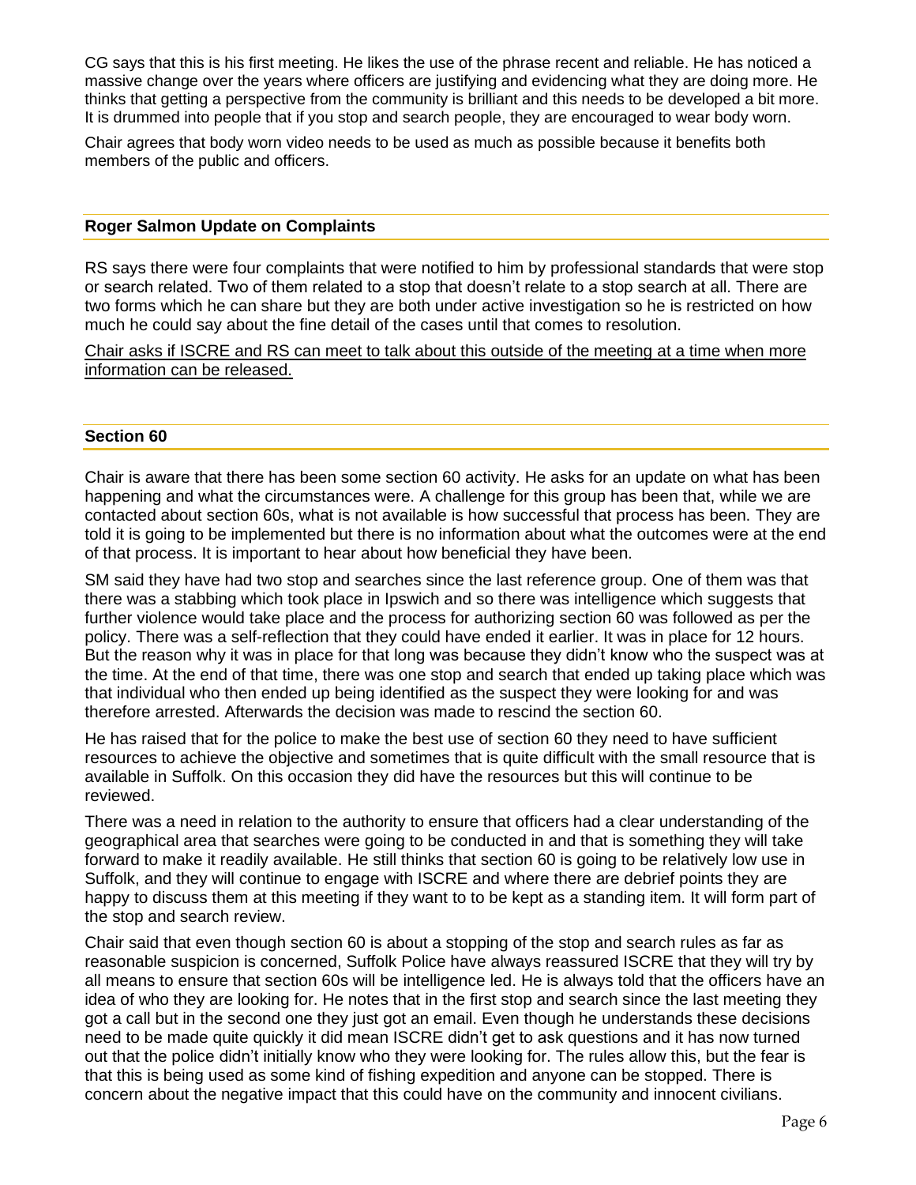CG says that this is his first meeting. He likes the use of the phrase recent and reliable. He has noticed a massive change over the years where officers are justifying and evidencing what they are doing more. He thinks that getting a perspective from the community is brilliant and this needs to be developed a bit more. It is drummed into people that if you stop and search people, they are encouraged to wear body worn.

Chair agrees that body worn video needs to be used as much as possible because it benefits both members of the public and officers.

## Roger Salmon Update on Complaints

RS says there were four complaints that were notified to him by professional standards that were stop or search related. Two of them related to a stop that doesn't relate to a stop search at all. There are two forms which he can share but they are both under active investigation so he is restricted on how much he could say about the fine detail of the cases until that comes to resolution.

<u>Chair asks if ISCRE and RS can meet to talk about this outside of the meeting at a time when more information can be released.</u>

## Section 60

Chair is aware that there has been some section 60 activity. He asks for an update on what has been happening and what the circumstances were. A challenge for this group has been that, while we are contacted about section 60s, what is not available is how successful that process has been. They are told it is going to be implemented but there is no information about what the outcomes were at the end of that process. It is important to hear about how beneficial they have been.

SM said they have had two stop and searches since the last reference group. One of them was that there was a stabbing which took place in Ipswich and so there was intelligence which suggests that further violence would take place and the process for authorizing section 60 was followed as per the policy. There was a self-reflection that they could have ended it earlier. It was in place for 12 hours. But the reason why it was in place for that long was because they didn't know who the suspect was at the time. At the end of that time, there was one stop and search that ended up taking place which was that individual who then ended up being identified as the suspect they were looking for and was therefore arrested. Afterwards the decision was made to rescind the section 60.

He has raised that for the police to make the best use of section 60 they need to have sufficient resources to achieve the objective and sometimes that is quite difficult with the small resource that is available in Suffolk. On this occasion they did have the resources but this will continue to be reviewed.

There was a need in relation to the authority to ensure that officers had a clear understanding of the geographical area that searches were going to be conducted in and that is something they will take forward to make it readily available. He still thinks that section 60 is going to be relatively low use in Suffolk, and they will continue to engage with ISCRE and where there are debrief points they are happy to discuss them at this meeting if they want to to be kept as a standing item. It will form part of the stop and search review.

Chair said that even though section 60 is about a stopping of the stop and search rules as far as reasonable suspicion is concerned, Suffolk Police have always reassured ISCRE that they will try by all means to ensure that section 60s will be intelligence led. He is always told that the officers have an idea of who they are looking for. He notes that in the first stop and search since the last meeting they got a call but in the second one they just got an email. Even though he understands these decisions need to be made quite quickly it did mean ISCRE didn't get to ask questions and it has now turned out that the police didn't initially know who they were looking for. The rules allow this, but the fear is that this is being used as some kind of fishing expedition and anyone can be stopped. There is concern about the negative impact that this could have on the community and innocent civilians.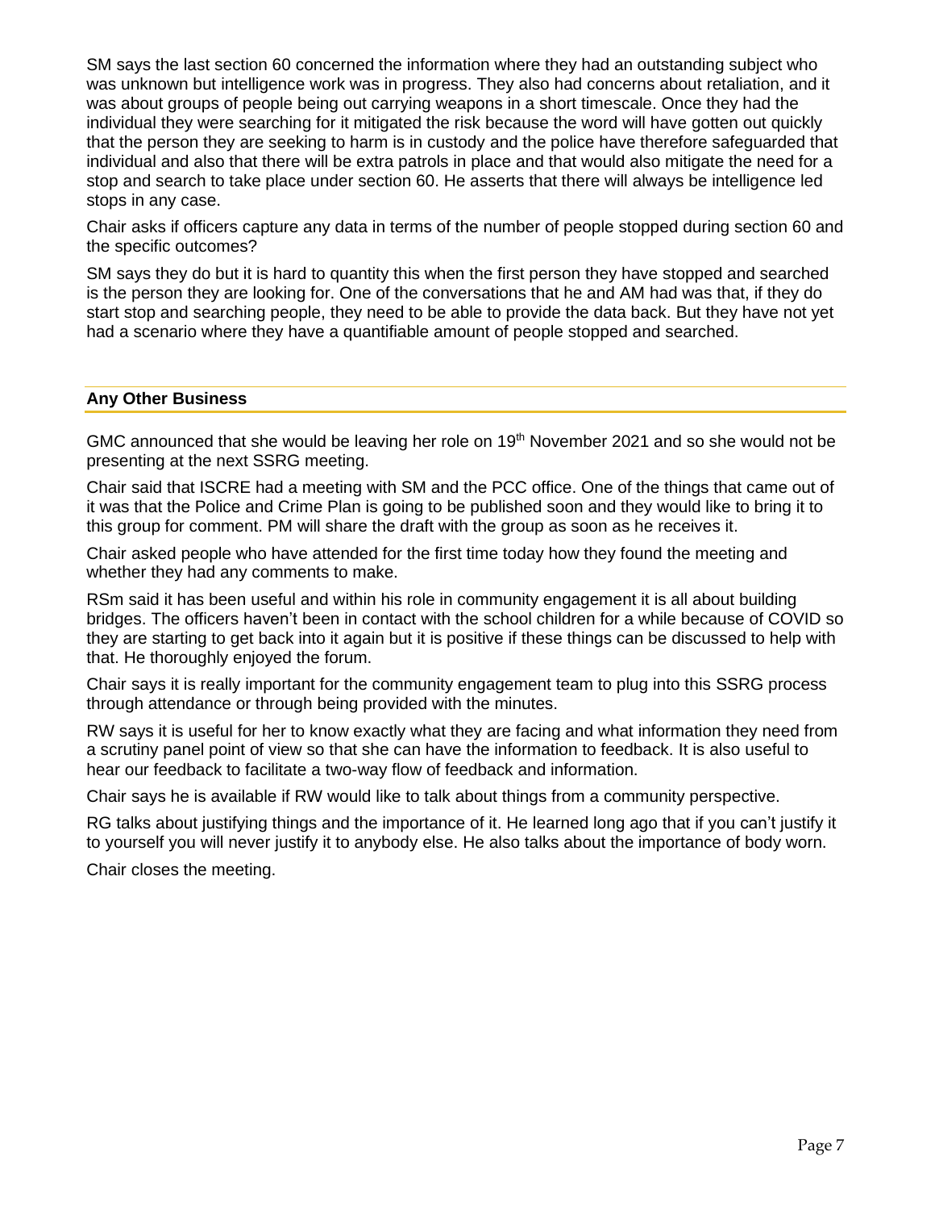SM says the last section 60 concerned the information where they had an outstanding subject who was unknown but intelligence work was in progress. They also had concerns about retaliation, and it was about groups of people being out carrying weapons in a short timescale. Once they had the individual they were searching for it mitigated the risk because the word will have gotten out quickly that the person they are seeking to harm is in custody and the police have therefore safeguarded that individual and also that there will be extra patrols in place and that would also mitigate the need for a stop and search to take place under section 60. He asserts that there will always be intelligence led stops in any case.

Chair asks if officers capture any data in terms of the number of people stopped during section 60 and the specific outcomes?

SM says they do but it is hard to quantity this when the first person they have stopped and searched is the person they are looking for. One of the conversations that he and AM had was that, if they do start stop and searching people, they need to be able to provide the data back. But they have not yet had a scenario where they have a quantifiable amount of people stopped and searched.

## Any Other Business

GMC announced that she would be leaving her role on 19th November 2021 and so she would not be presenting at the next SSRG meeting.

Chair said that ISCRE had a meeting with SM and the PCC office. One of the things that came out of it was that the Police and Crime Plan is going to be published soon and they would like to bring it to this group for comment. PM will share the draft with the group as soon as he receives it.

Chair asked people who have attended for the first time today how they found the meeting and whether they had any comments to make.

RSm said it has been useful and within his role in community engagement it is all about building bridges. The officers haven't been in contact with the school children for a while because of COVID so they are starting to get back into it again but it is positive if these things can be discussed to help with that. He thoroughly enjoyed the forum.

Chair says it is really important for the community engagement team to plug into this SSRG process through attendance or through being provided with the minutes.

RW says it is useful for her to know exactly what they are facing and what information they need from a scrutiny panel point of view so that she can have the information to feedback. It is also useful to hear our feedback to facilitate a two-way flow of feedback and information.

Chair says he is available if RW would like to talk about things from a community perspective.

RG talks about justifying things and the importance of it. He learned long ago that if you can't justify it to yourself you will never justify it to anybody else. He also talks about the importance of body worn.

Chair closes the meeting.